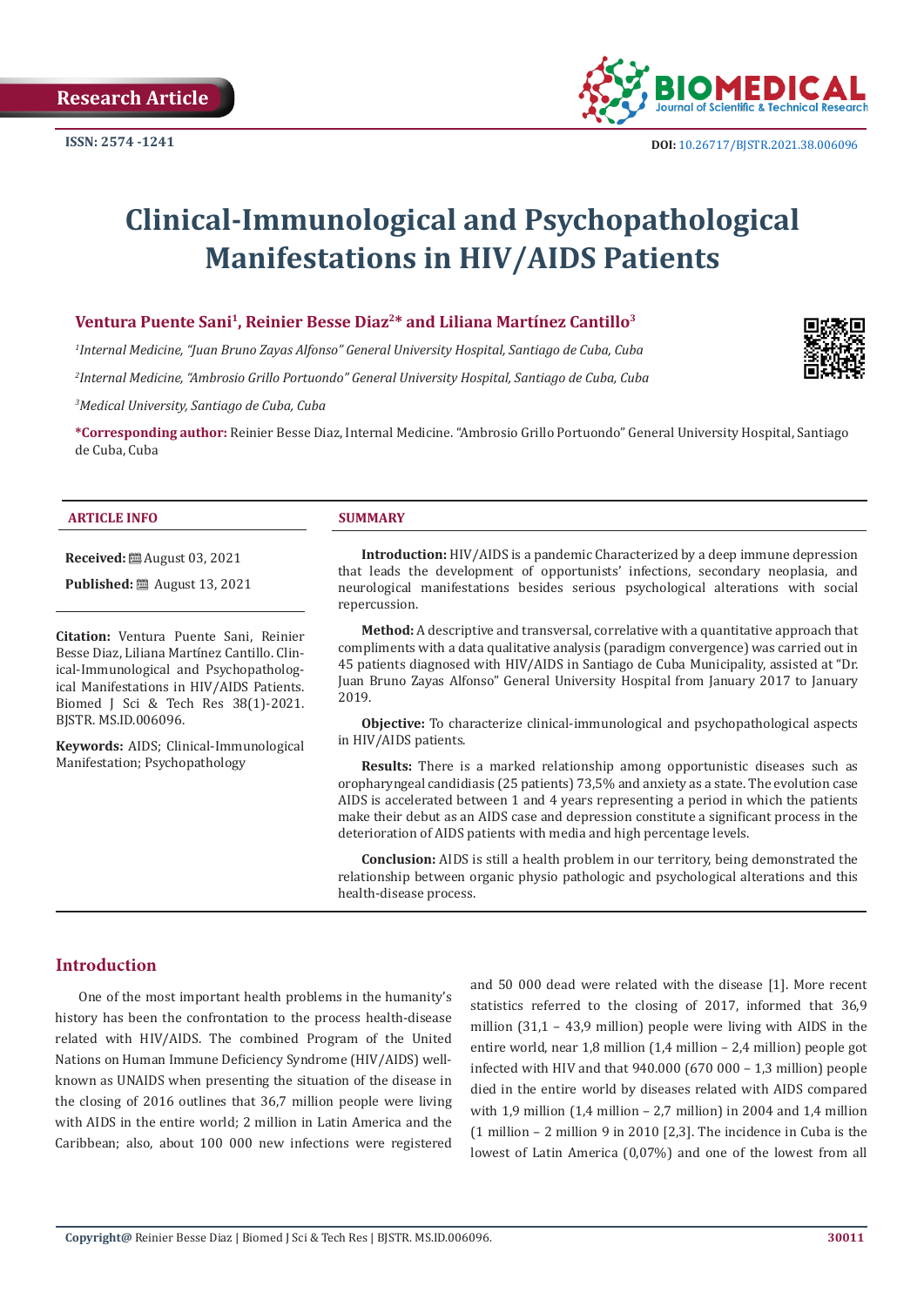Research Article

ISSN: 2574 -1241

DOI: 10.26717/BJSTR.2021.38.006096

# Clinical-Immunological and Psychopathological Manifestations in HIV/AIDS Patients

**Ventura Puente Sani[1], Reinier Besse Diaz[2]* and Liliana Martínez Cantillo[3]**

*[1]Internal Medicine, "Juan Bruno Zayas Alfonso" General University Hospital, Santiago de Cuba, Cuba*

*[2]Internal Medicine, "Ambrosio Grillo Portuondo" General University Hospital, Santiago de Cuba, Cuba*

*[3]Medical University, Santiago de Cuba, Cuba*

**\*Corresponding author:** Reinier Besse Diaz, Internal Medicine. "Ambrosio Grillo Portuondo" General University Hospital, Santiago de Cuba, Cuba

## ARTICLE INFO

**Received:** August 03, 2021

**Published:** August 13, 2021

**Citation:** Ventura Puente Sani, Reinier Besse Diaz, Liliana Martínez Cantillo. Clinical-Immunological and Psychopathological Manifestations in HIV/AIDS Patients. Biomed J Sci & Tech Res 38(1)-2021. BJSTR. MS.ID.006096.

**Keywords:** AIDS; Clinical-Immunological Manifestation; Psychopathology

## SUMMARY

**Introduction:** HIV/AIDS is a pandemic Characterized by a deep immune depression that leads the development of opportunists' infections, secondary neoplasia, and neurological manifestations besides serious psychological alterations with social repercussion.

**Method:** A descriptive and transversal, correlative with a quantitative approach that compliments with a data qualitative analysis (paradigm convergence) was carried out in 45 patients diagnosed with HIV/AIDS in Santiago de Cuba Municipality, assisted at "Dr. Juan Bruno Zayas Alfonso" General University Hospital from January 2017 to January 2019.

**Objective:** To characterize clinical-immunological and psychopathological aspects in HIV/AIDS patients.

**Results:** There is a marked relationship among opportunistic diseases such as oropharyngeal candidiasis (25 patients) 73,5% and anxiety as a state. The evolution case AIDS is accelerated between 1 and 4 years representing a period in which the patients make their debut as an AIDS case and depression constitute a significant process in the deterioration of AIDS patients with media and high percentage levels.

**Conclusion:** AIDS is still a health problem in our territory, being demonstrated the relationship between organic physio pathologic and psychological alterations and this health-disease process.

## Introduction

One of the most important health problems in the humanity's history has been the confrontation to the process health-disease related with HIV/AIDS. The combined Program of the United Nations on Human Immune Deficiency Syndrome (HIV/AIDS) well-known as UNAIDS when presenting the situation of the disease in the closing of 2016 outlines that 36,7 million people were living with AIDS in the entire world; 2 million in Latin America and the Caribbean; also, about 100 000 new infections were registered and 50 000 dead were related with the disease [1]. More recent statistics referred to the closing of 2017, informed that 36,9 million (31,1 – 43,9 million) people were living with AIDS in the entire world, near 1,8 million (1,4 million – 2,4 million) people got infected with HIV and that 940.000 (670 000 – 1,3 million) people died in the entire world by diseases related with AIDS compared with 1,9 million (1,4 million – 2,7 million) in 2004 and 1,4 million (1 million – 2 million 9 in 2010 [2,3]. The incidence in Cuba is the lowest of Latin America (0,07%) and one of the lowest from all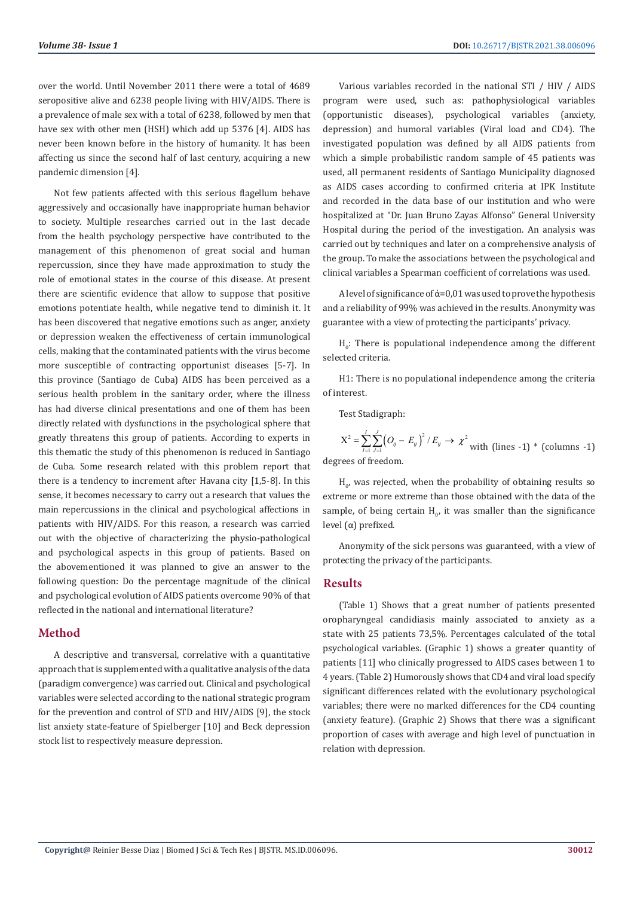over the world. Until November 2011 there were a total of 4689 seropositive alive and 6238 people living with HIV/AIDS. There is a prevalence of male sex with a total of 6238, followed by men that have sex with other men (HSH) which add up 5376 [4]. AIDS has never been known before in the history of humanity. It has been affecting us since the second half of last century, acquiring a new pandemic dimension [4].

Not few patients affected with this serious flagellum behave aggressively and occasionally have inappropriate human behavior to society. Multiple researches carried out in the last decade from the health psychology perspective have contributed to the management of this phenomenon of great social and human repercussion, since they have made approximation to study the role of emotional states in the course of this disease. At present there are scientific evidence that allow to suppose that positive emotions potentiate health, while negative tend to diminish it. It has been discovered that negative emotions such as anger, anxiety or depression weaken the effectiveness of certain immunological cells, making that the contaminated patients with the virus become more susceptible of contracting opportunist diseases [5-7]. In this province (Santiago de Cuba) AIDS has been perceived as a serious health problem in the sanitary order, where the illness has had diverse clinical presentations and one of them has been directly related with dysfunctions in the psychological sphere that greatly threatens this group of patients. According to experts in this thematic the study of this phenomenon is reduced in Santiago de Cuba. Some research related with this problem report that there is a tendency to increment after Havana city [1,5-8]. In this sense, it becomes necessary to carry out a research that values the main repercussions in the clinical and psychological affections in patients with HIV/AIDS. For this reason, a research was carried out with the objective of characterizing the physio-pathological and psychological aspects in this group of patients. Based on the abovementioned it was planned to give an answer to the following question: Do the percentage magnitude of the clinical and psychological evolution of AIDS patients overcome 90% of that reflected in the national and international literature?

## Method

A descriptive and transversal, correlative with a quantitative approach that is supplemented with a qualitative analysis of the data (paradigm convergence) was carried out. Clinical and psychological variables were selected according to the national strategic program for the prevention and control of STD and HIV/AIDS [9], the stock list anxiety state-feature of Spielberger [10] and Beck depression stock list to respectively measure depression.

Various variables recorded in the national STI / HIV / AIDS program were used, such as: pathophysiological variables (opportunistic diseases), psychological variables (anxiety, depression) and humoral variables (Viral load and CD4). The investigated population was defined by all AIDS patients from which a simple probabilistic random sample of 45 patients was used, all permanent residents of Santiago Municipality diagnosed as AIDS cases according to confirmed criteria at IPK Institute and recorded in the data base of our institution and who were hospitalized at "Dr. Juan Bruno Zayas Alfonso" General University Hospital during the period of the investigation. An analysis was carried out by techniques and later on a comprehensive analysis of the group. To make the associations between the psychological and clinical variables a Spearman coefficient of correlations was used.

A level of significance of ά=0,01 was used to prove the hypothesis and a reliability of 99% was achieved in the results. Anonymity was guarantee with a view of protecting the participants' privacy.

$H_0$: There is populational independence among the different selected criteria.

H1: There is no populational independence among the criteria of interest.

Test Stadigraph:

$$X^2 = \sum_{I=1}^{I}\sum_{J=1}^{J}\left(O_{ij} - E_{ij}\right)^2 / E_{ij} \rightarrow \chi^2$$ with (lines -1) * (columns -1) degrees of freedom.

$H_0$, was rejected, when the probability of obtaining results so extreme or more extreme than those obtained with the data of the sample, of being certain $H_0$, it was smaller than the significance level (α) prefixed.

Anonymity of the sick persons was guaranteed, with a view of protecting the privacy of the participants.

## Results

(Table 1) Shows that a great number of patients presented oropharyngeal candidiasis mainly associated to anxiety as a state with 25 patients 73,5%. Percentages calculated of the total psychological variables. (Graphic 1) shows a greater quantity of patients [11] who clinically progressed to AIDS cases between 1 to 4 years. (Table 2) Humorously shows that CD4 and viral load specify significant differences related with the evolutionary psychological variables; there were no marked differences for the CD4 counting (anxiety feature). (Graphic 2) Shows that there was a significant proportion of cases with average and high level of punctuation in relation with depression.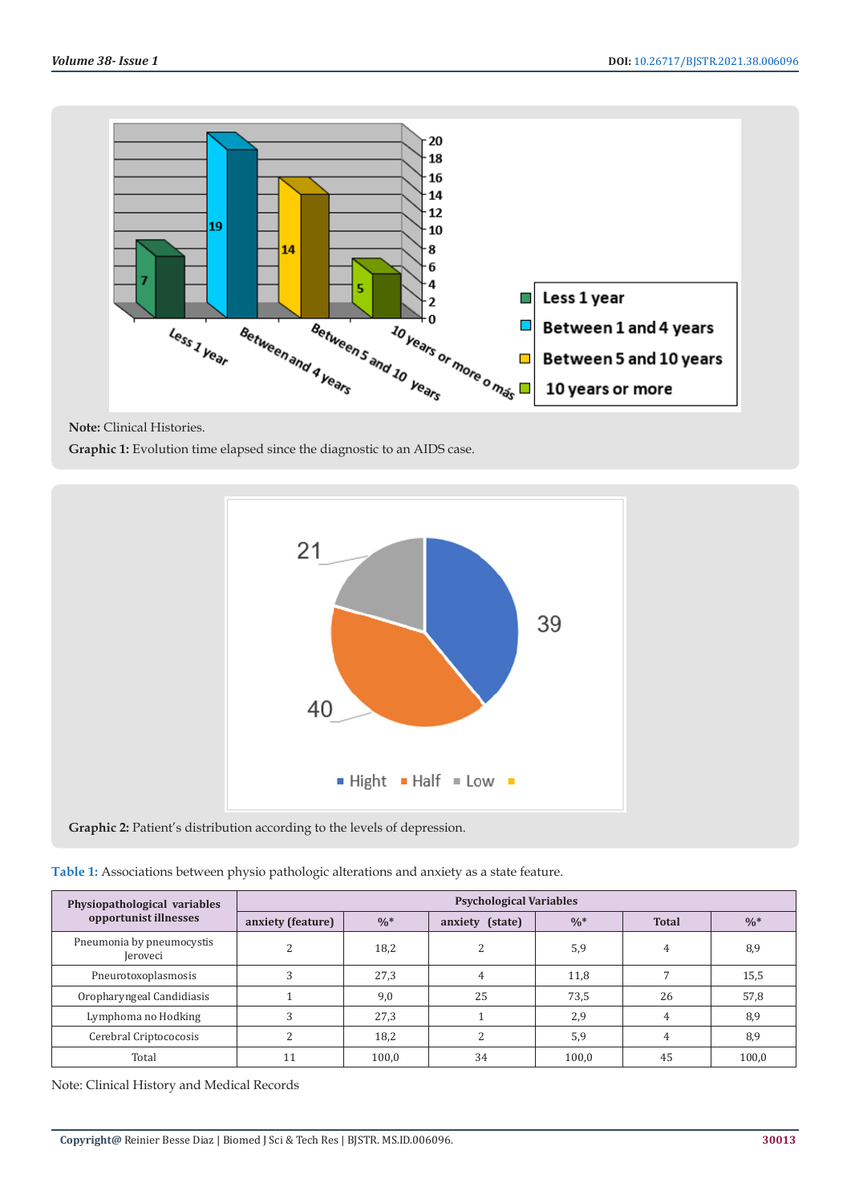Note: Clinical Histories.

**Graphic 1:** Evolution time elapsed since the diagnostic to an AIDS case.

**Graphic 2:** Patient's distribution according to the levels of depression.

**Table 1:** Associations between physio pathologic alterations and anxiety as a state feature.

| Physiopathological variables opportunist illnesses | Psychological Variables | | | | | |
|---|---|---|---|---|---|---|
| | anxiety (feature) | %* | anxiety (state) | %* | Total | %* |
| Pneumonia by pneumocystis Jeroveci | 2 | 18,2 | 2 | 5,9 | 4 | 8,9 |
| Pneurotoxoplasmosis | 3 | 27,3 | 4 | 11,8 | 7 | 15,5 |
| Oropharyngeal Candidiasis | 1 | 9,0 | 25 | 73,5 | 26 | 57,8 |
| Lymphoma no Hodking | 3 | 27,3 | 1 | 2,9 | 4 | 8,9 |
| Cerebral Criptococosis | 2 | 18,2 | 2 | 5,9 | 4 | 8,9 |
| Total | 11 | 100,0 | 34 | 100,0 | 45 | 100,0 |

Note: Clinical History and Medical Records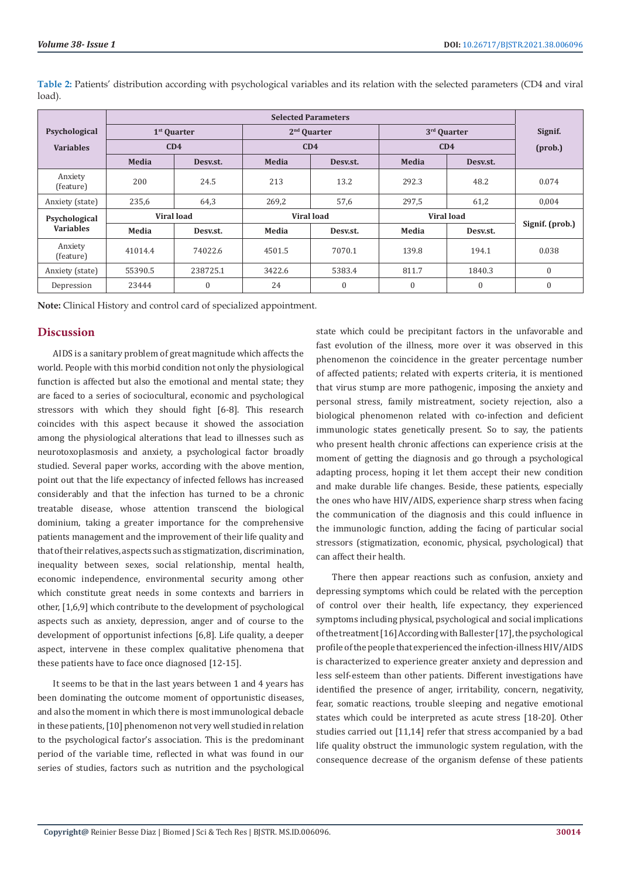**Table 2:** Patients' distribution according with psychological variables and its relation with the selected parameters (CD4 and viral load).

| Psychological Variables | Selected Parameters | | | | | | Signif. (prob.) |
|---|---|---|---|---|---|---|---|
| | 1st Quarter | | 2nd Quarter | | 3rd Quarter | | |
| | CD4 | | CD4 | | CD4 | | |
| | Media | Desv.st. | Media | Desv.st. | Media | Desv.st. | |
| Anxiety (feature) | 200 | 24.5 | 213 | 13.2 | 292.3 | 48.2 | 0.074 |
| Anxiety (state) | 235,6 | 64,3 | 269,2 | 57,6 | 297,5 | 61,2 | 0,004 |
| Psychological Variables | Viral load | | Viral load | | Viral load | | Signif. (prob.) |
| | Media | Desv.st. | Media | Desv.st. | Media | Desv.st. | |
| Anxiety (feature) | 41014.4 | 74022.6 | 4501.5 | 7070.1 | 139.8 | 194.1 | 0.038 |
| Anxiety (state) | 55390.5 | 238725.1 | 3422.6 | 5383.4 | 811.7 | 1840.3 | 0 |
| Depression | 23444 | 0 | 24 | 0 | 0 | 0 | 0 |

**Note:** Clinical History and control card of specialized appointment.

## Discussion

AIDS is a sanitary problem of great magnitude which affects the world. People with this morbid condition not only the physiological function is affected but also the emotional and mental state; they are faced to a series of sociocultural, economic and psychological stressors with which they should fight [6-8]. This research coincides with this aspect because it showed the association among the physiological alterations that lead to illnesses such as neurotoxoplasmosis and anxiety, a psychological factor broadly studied. Several paper works, according with the above mention, point out that the life expectancy of infected fellows has increased considerably and that the infection has turned to be a chronic treatable disease, whose attention transcend the biological dominium, taking a greater importance for the comprehensive patients management and the improvement of their life quality and that of their relatives, aspects such as stigmatization, discrimination, inequality between sexes, social relationship, mental health, economic independence, environmental security among other which constitute great needs in some contexts and barriers in other, [1,6,9] which contribute to the development of psychological aspects such as anxiety, depression, anger and of course to the development of opportunist infections [6,8]. Life quality, a deeper aspect, intervene in these complex qualitative phenomena that these patients have to face once diagnosed [12-15].

It seems to be that in the last years between 1 and 4 years has been dominating the outcome moment of opportunistic diseases, and also the moment in which there is most immunological debacle in these patients, [10] phenomenon not very well studied in relation to the psychological factor's association. This is the predominant period of the variable time, reflected in what was found in our series of studies, factors such as nutrition and the psychological state which could be precipitant factors in the unfavorable and fast evolution of the illness, more over it was observed in this phenomenon the coincidence in the greater percentage number of affected patients; related with experts criteria, it is mentioned that virus stump are more pathogenic, imposing the anxiety and personal stress, family mistreatment, society rejection, also a biological phenomenon related with co-infection and deficient immunologic states genetically present. So to say, the patients who present health chronic affections can experience crisis at the moment of getting the diagnosis and go through a psychological adapting process, hoping it let them accept their new condition and make durable life changes. Beside, these patients, especially the ones who have HIV/AIDS, experience sharp stress when facing the communication of the diagnosis and this could influence in the immunologic function, adding the facing of particular social stressors (stigmatization, economic, physical, psychological) that can affect their health.

There then appear reactions such as confusion, anxiety and depressing symptoms which could be related with the perception of control over their health, life expectancy, they experienced symptoms including physical, psychological and social implications of the treatment [16] According with Ballester [17], the psychological profile of the people that experienced the infection-illness HIV/AIDS is characterized to experience greater anxiety and depression and less self-esteem than other patients. Different investigations have identified the presence of anger, irritability, concern, negativity, fear, somatic reactions, trouble sleeping and negative emotional states which could be interpreted as acute stress [18-20]. Other studies carried out [11,14] refer that stress accompanied by a bad life quality obstruct the immunologic system regulation, with the consequence decrease of the organism defense of these patients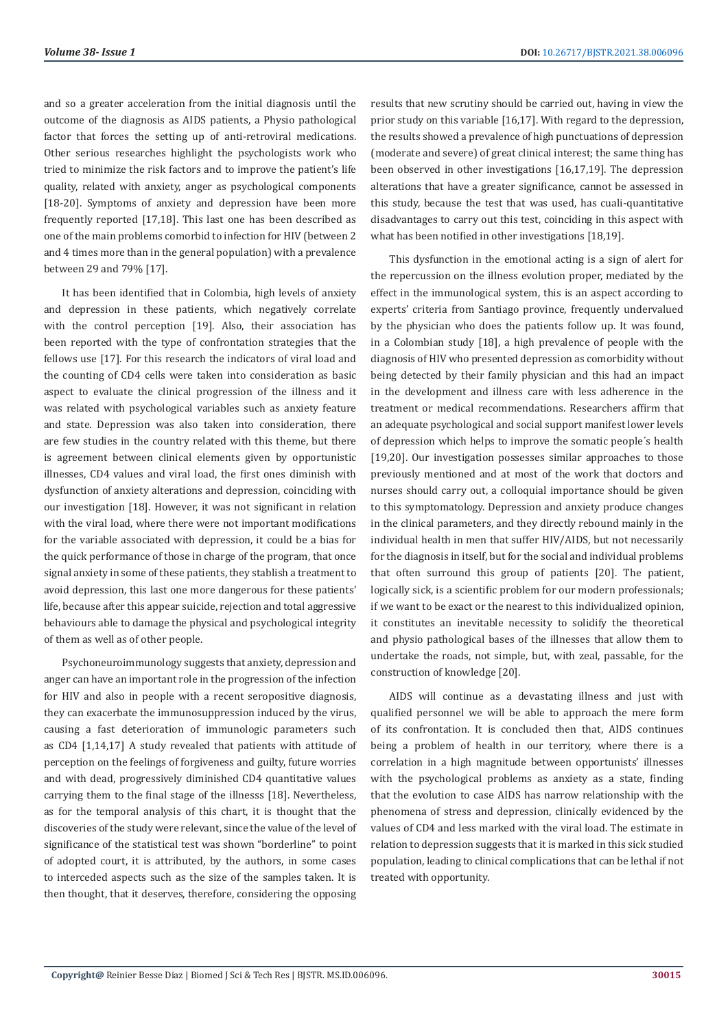and so a greater acceleration from the initial diagnosis until the outcome of the diagnosis as AIDS patients, a Physio pathological factor that forces the setting up of anti-retroviral medications. Other serious researches highlight the psychologists work who tried to minimize the risk factors and to improve the patient's life quality, related with anxiety, anger as psychological components [18-20]. Symptoms of anxiety and depression have been more frequently reported [17,18]. This last one has been described as one of the main problems comorbid to infection for HIV (between 2 and 4 times more than in the general population) with a prevalence between 29 and 79% [17].

It has been identified that in Colombia, high levels of anxiety and depression in these patients, which negatively correlate with the control perception [19]. Also, their association has been reported with the type of confrontation strategies that the fellows use [17]. For this research the indicators of viral load and the counting of CD4 cells were taken into consideration as basic aspect to evaluate the clinical progression of the illness and it was related with psychological variables such as anxiety feature and state. Depression was also taken into consideration, there are few studies in the country related with this theme, but there is agreement between clinical elements given by opportunistic illnesses, CD4 values and viral load, the first ones diminish with dysfunction of anxiety alterations and depression, coinciding with our investigation [18]. However, it was not significant in relation with the viral load, where there were not important modifications for the variable associated with depression, it could be a bias for the quick performance of those in charge of the program, that once signal anxiety in some of these patients, they stablish a treatment to avoid depression, this last one more dangerous for these patients' life, because after this appear suicide, rejection and total aggressive behaviours able to damage the physical and psychological integrity of them as well as of other people.

Psychoneuroimmunology suggests that anxiety, depression and anger can have an important role in the progression of the infection for HIV and also in people with a recent seropositive diagnosis, they can exacerbate the immunosuppression induced by the virus, causing a fast deterioration of immunologic parameters such as CD4 [1,14,17] A study revealed that patients with attitude of perception on the feelings of forgiveness and guilty, future worries and with dead, progressively diminished CD4 quantitative values carrying them to the final stage of the illnesss [18]. Nevertheless, as for the temporal analysis of this chart, it is thought that the discoveries of the study were relevant, since the value of the level of significance of the statistical test was shown "borderline" to point of adopted court, it is attributed, by the authors, in some cases to interceded aspects such as the size of the samples taken. It is then thought, that it deserves, therefore, considering the opposing results that new scrutiny should be carried out, having in view the prior study on this variable [16,17]. With regard to the depression, the results showed a prevalence of high punctuations of depression (moderate and severe) of great clinical interest; the same thing has been observed in other investigations [16,17,19]. The depression alterations that have a greater significance, cannot be assessed in this study, because the test that was used, has cuali-quantitative disadvantages to carry out this test, coinciding in this aspect with what has been notified in other investigations [18,19].

This dysfunction in the emotional acting is a sign of alert for the repercussion on the illness evolution proper, mediated by the effect in the immunological system, this is an aspect according to experts' criteria from Santiago province, frequently undervalued by the physician who does the patients follow up. It was found, in a Colombian study [18], a high prevalence of people with the diagnosis of HIV who presented depression as comorbidity without being detected by their family physician and this had an impact in the development and illness care with less adherence in the treatment or medical recommendations. Researchers affirm that an adequate psychological and social support manifest lower levels of depression which helps to improve the somatic people´s health [19,20]. Our investigation possesses similar approaches to those previously mentioned and at most of the work that doctors and nurses should carry out, a colloquial importance should be given to this symptomatology. Depression and anxiety produce changes in the clinical parameters, and they directly rebound mainly in the individual health in men that suffer HIV/AIDS, but not necessarily for the diagnosis in itself, but for the social and individual problems that often surround this group of patients [20]. The patient, logically sick, is a scientific problem for our modern professionals; if we want to be exact or the nearest to this individualized opinion, it constitutes an inevitable necessity to solidify the theoretical and physio pathological bases of the illnesses that allow them to undertake the roads, not simple, but, with zeal, passable, for the construction of knowledge [20].

AIDS will continue as a devastating illness and just with qualified personnel we will be able to approach the mere form of its confrontation. It is concluded then that, AIDS continues being a problem of health in our territory, where there is a correlation in a high magnitude between opportunists' illnesses with the psychological problems as anxiety as a state, finding that the evolution to case AIDS has narrow relationship with the phenomena of stress and depression, clinically evidenced by the values of CD4 and less marked with the viral load. The estimate in relation to depression suggests that it is marked in this sick studied population, leading to clinical complications that can be lethal if not treated with opportunity.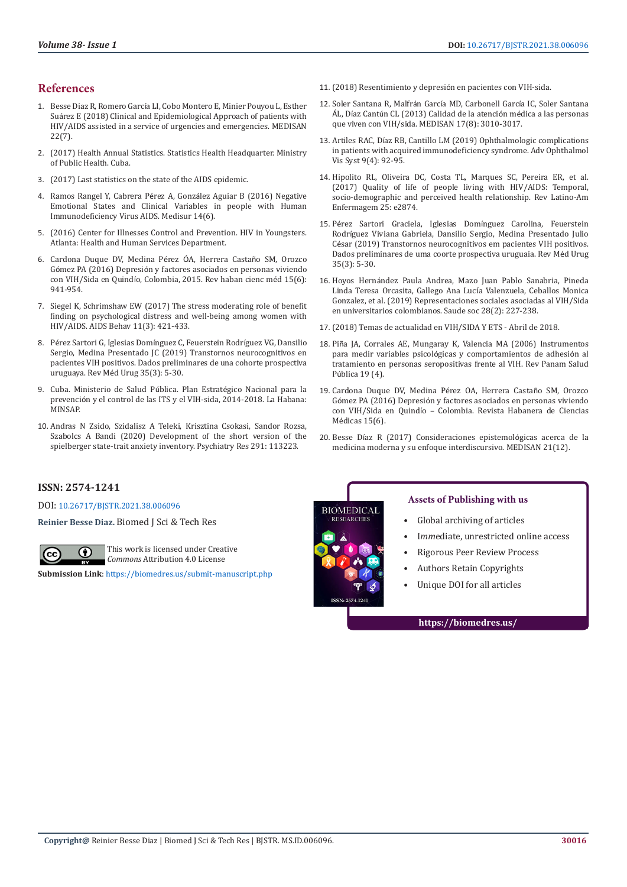## References

1. Besse Diaz R, Romero García LI, Cobo Montero E, Minier Pouyou L, Esther Suárez E (2018) Clinical and Epidemiological Approach of patients with HIV/AIDS assisted in a service of urgencies and emergencies. MEDISAN 22(7).
2. (2017) Health Annual Statistics. Statistics Health Headquarter. Ministry of Public Health. Cuba.
3. (2017) Last statistics on the state of the AIDS epidemic.
4. Ramos Rangel Y, Cabrera Pérez A, González Aguiar B (2016) Negative Emotional States and Clinical Variables in people with Human Immunodeficiency Virus AIDS. Medisur 14(6).
5. (2016) Center for Illnesses Control and Prevention. HIV in Youngsters. Atlanta: Health and Human Services Department.
6. Cardona Duque DV, Medina Pérez ÓA, Herrera Castaño SM, Orozco Gómez PA (2016) Depresión y factores asociados en personas viviendo con VIH/Sida en Quindío, Colombia, 2015. Rev haban cienc méd 15(6): 941-954.
7. Siegel K, Schrimshaw EW (2017) The stress moderating role of benefit finding on psychological distress and well-being among women with HIV/AIDS. AIDS Behav 11(3): 421-433.
8. Pérez Sartori G, Iglesias Domínguez C, Feuerstein Rodríguez VG, Dansilio Sergio, Medina Presentado JC (2019) Transtornos neurocognitivos en pacientes VIH positivos. Dados preliminares de una cohorte prospectiva uruguaya. Rev Méd Urug 35(3): 5-30.
9. Cuba. Ministerio de Salud Pública. Plan Estratégico Nacional para la prevención y el control de las ITS y el VIH-sida, 2014-2018. La Habana: MINSAP.
10. Andras N Zsido, Szidalisz A Teleki, Krisztina Csokasi, Sandor Rozsa, Szabolcs A Bandi (2020) Development of the short version of the spielberger state-trait anxiety inventory. Psychiatry Res 291: 113223.
11. (2018) Resentimiento y depresión en pacientes con VIH-sida.
12. Soler Santana R, Malfrán García MD, Carbonell García IC, Soler Santana ÁL, Díaz Cantún CL (2013) Calidad de la atención médica a las personas que viven con VIH/sida. MEDISAN 17(8): 3010-3017.
13. Artiles RAC, Díaz RB, Cantillo LM (2019) Ophthalmologic complications in patients with acquired immunodeficiency syndrome. Adv Ophthalmol Vis Syst 9(4): 92-95.
14. Hipolito RL, Oliveira DC, Costa TL, Marques SC, Pereira ER, et al. (2017) Quality of life of people living with HIV/AIDS: Temporal, socio-demographic and perceived health relationship. Rev Latino-Am Enfermagem 25: e2874.
15. Pérez Sartori Graciela, Iglesias Domínguez Carolina, Feuerstein Rodríguez Viviana Gabriela, Dansilio Sergio, Medina Presentado Julio César (2019) Transtornos neurocognitivos em pacientes VIH positivos. Dados preliminares de uma coorte prospectiva uruguaia. Rev Méd Urug 35(3): 5-30.
16. Hoyos Hernández Paula Andrea, Mazo Juan Pablo Sanabria, Pineda Linda Teresa Orcasita, Gallego Ana Lucía Valenzuela, Ceballos Monica Gonzalez, et al. (2019) Representaciones sociales asociadas al VIH/Sida en universitarios colombianos. Saude soc 28(2): 227-238.
17. (2018) Temas de actualidad en VIH/SIDA Y ETS - Abril de 2018.
18. Piña JA, Corrales AE, Mungaray K, Valencia MA (2006) Instrumentos para medir variables psicológicas y comportamientos de adhesión al tratamiento en personas seropositivas frente al VIH. Rev Panam Salud Pública 19 (4).
19. Cardona Duque DV, Medina Pérez OA, Herrera Castaño SM, Orozco Gómez PA (2016) Depresión y factores asociados en personas viviendo con VIH/Sida en Quindío – Colombia. Revista Habanera de Ciencias Médicas 15(6).
20. Besse Díaz R (2017) Consideraciones epistemológicas acerca de la medicina moderna y su enfoque interdiscursivo. MEDISAN 21(12).

**ISSN: 2574-1241**

DOI: 10.26717/BJSTR.2021.38.006096

**Reinier Besse Diaz.** Biomed J Sci & Tech Res

This work is licensed under Creative *Commons* Attribution 4.0 License

**Submission Link**: https://biomedres.us/submit-manuscript.php

**Assets of Publishing with us**

- Global archiving of articles
- Immediate, unrestricted online access
- Rigorous Peer Review Process
- Authors Retain Copyrights
- Unique DOI for all articles

**https://biomedres.us/**